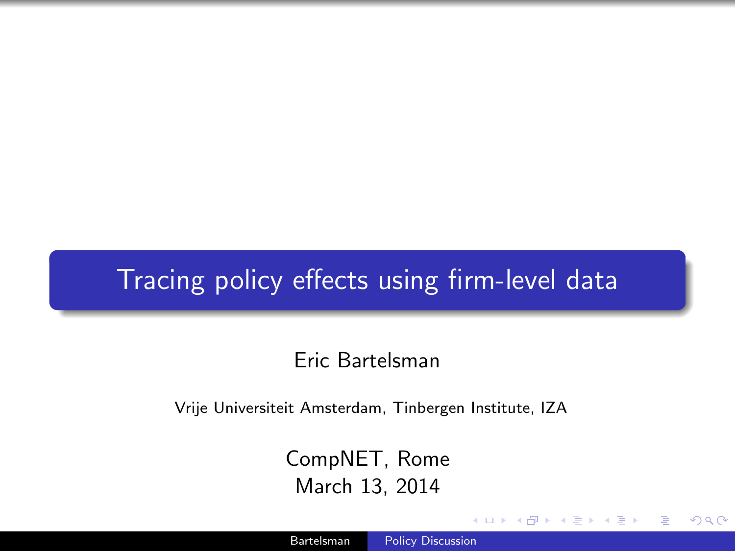# Tracing policy effects using firm-level data

Eric Bartelsman

Vrije Universiteit Amsterdam, Tinbergen Institute, IZA

CompNET, Rome
March 13, 2014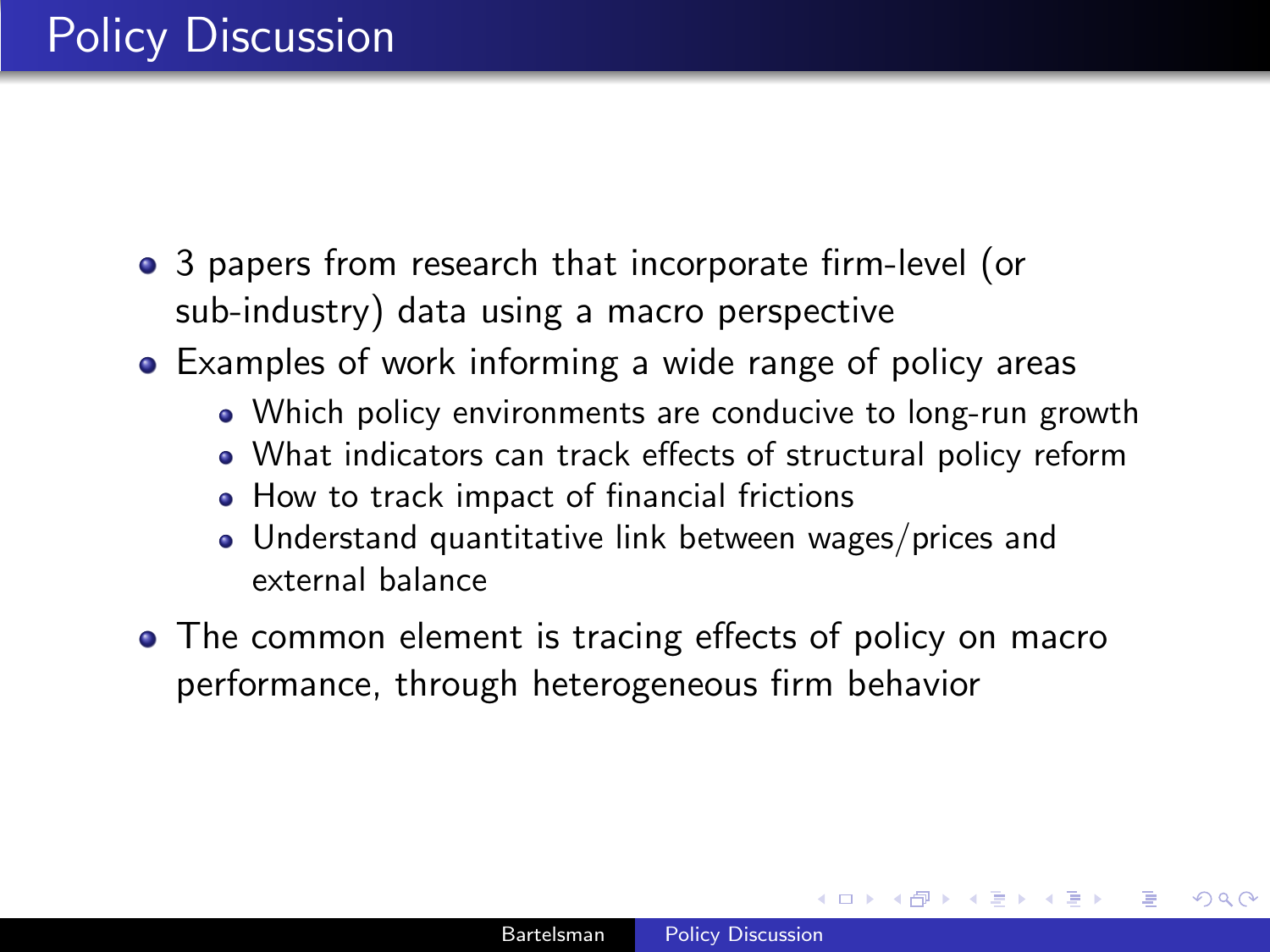# Policy Discussion

- 3 papers from research that incorporate firm-level (or sub-industry) data using a macro perspective
- Examples of work informing a wide range of policy areas
  - Which policy environments are conducive to long-run growth
  - What indicators can track effects of structural policy reform
  - How to track impact of financial frictions
  - Understand quantitative link between wages/prices and external balance
- The common element is tracing effects of policy on macro performance, through heterogeneous firm behavior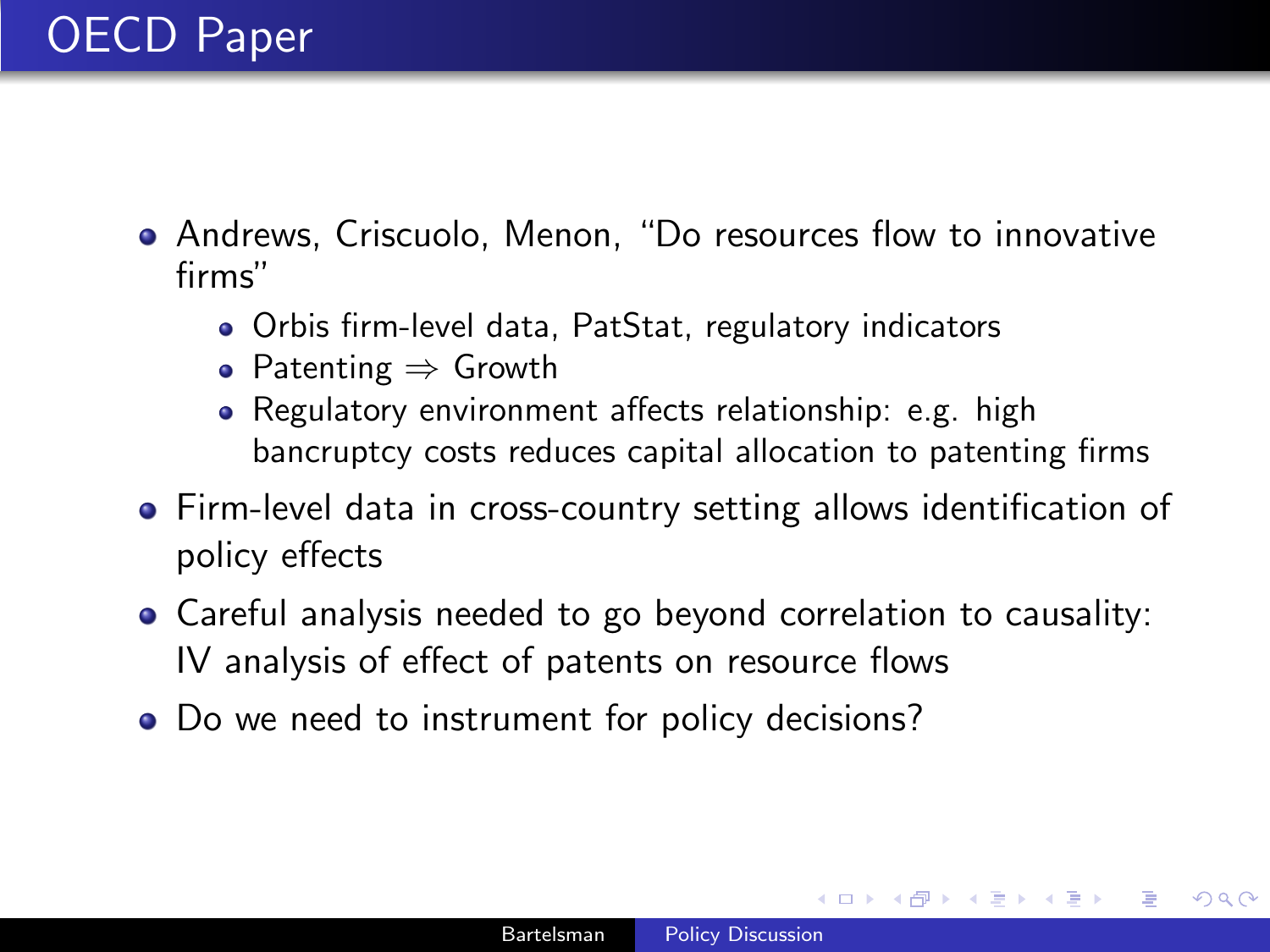# OECD Paper

- Andrews, Criscuolo, Menon, “Do resources flow to innovative firms”
  - Orbis firm-level data, PatStat, regulatory indicators
  - Patenting $\Rightarrow$ Growth
  - Regulatory environment affects relationship: e.g. high bancruptcy costs reduces capital allocation to patenting firms
- Firm-level data in cross-country setting allows identification of policy effects
- Careful analysis needed to go beyond correlation to causality: IV analysis of effect of patents on resource flows
- Do we need to instrument for policy decisions?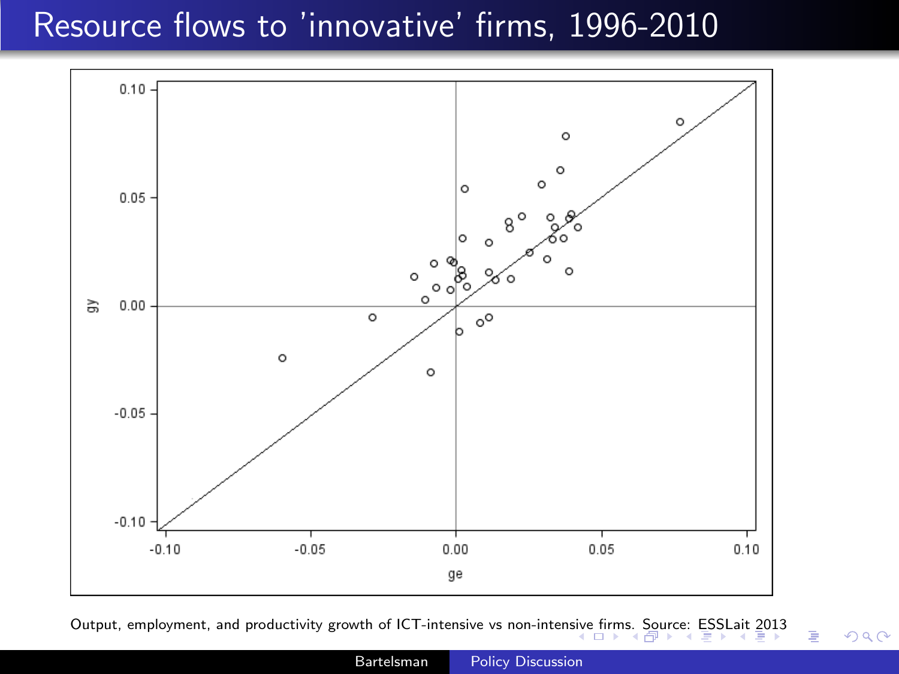# Resource flows to 'innovative' firms, 1996-2010

Output, employment, and productivity growth of ICT-intensive vs non-intensive firms. Source: ESSLait 2013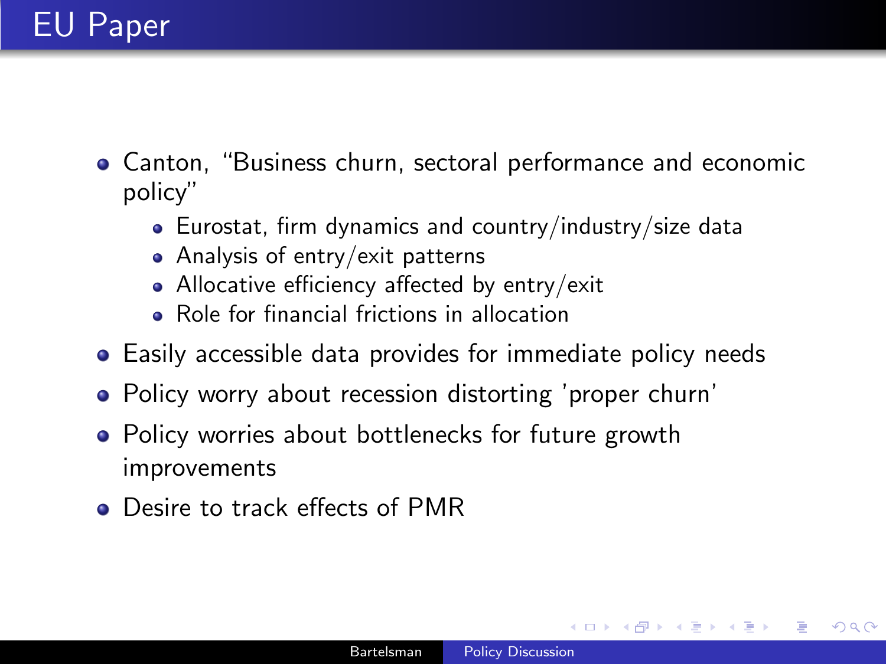# EU Paper

- Canton, "Business churn, sectoral performance and economic policy"
  - Eurostat, firm dynamics and country/industry/size data
  - Analysis of entry/exit patterns
  - Allocative efficiency affected by entry/exit
  - Role for financial frictions in allocation
- Easily accessible data provides for immediate policy needs
- Policy worry about recession distorting 'proper churn'
- Policy worries about bottlenecks for future growth improvements
- Desire to track effects of PMR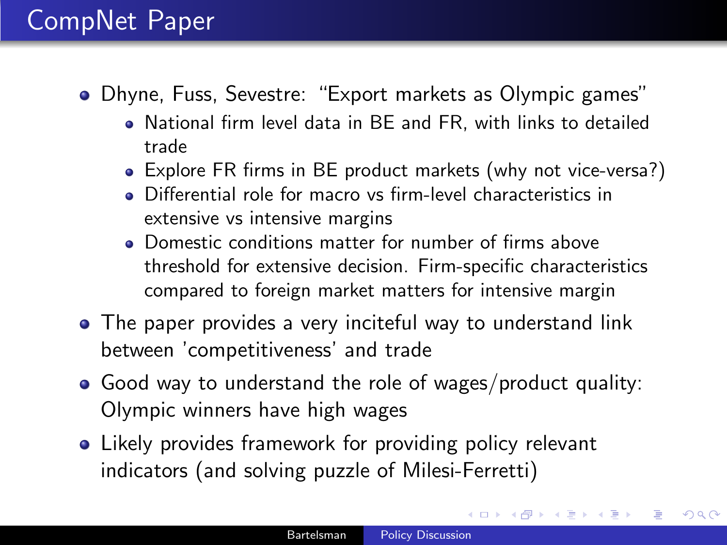# CompNet Paper

- Dhyne, Fuss, Sevestre: "Export markets as Olympic games"
  - National firm level data in BE and FR, with links to detailed trade
  - Explore FR firms in BE product markets (why not vice-versa?)
  - Differential role for macro vs firm-level characteristics in extensive vs intensive margins
  - Domestic conditions matter for number of firms above threshold for extensive decision. Firm-specific characteristics compared to foreign market matters for intensive margin
- The paper provides a very inciteful way to understand link between 'competitiveness' and trade
- Good way to understand the role of wages/product quality: Olympic winners have high wages
- Likely provides framework for providing policy relevant indicators (and solving puzzle of Milesi-Ferretti)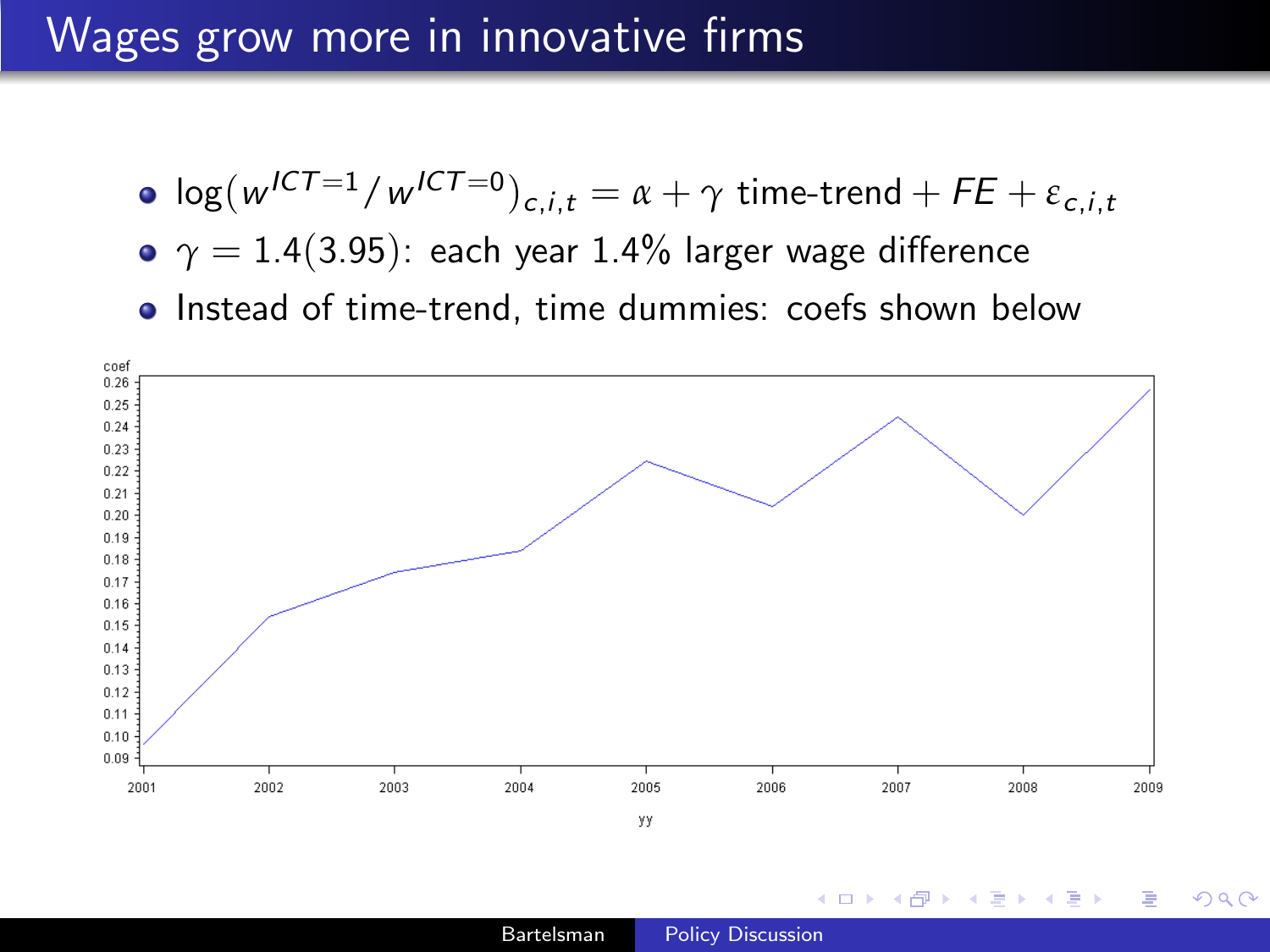# Wages grow more in innovative firms

- $\log(w^{ICT=1}/w^{ICT=0})_{c,i,t} = \alpha + \gamma \text{ time-trend} + FE + \varepsilon_{c,i,t}$
- $\gamma = 1.4(3.95)$: each year 1.4% larger wage difference
- Instead of time-trend, time dummies: coefs shown below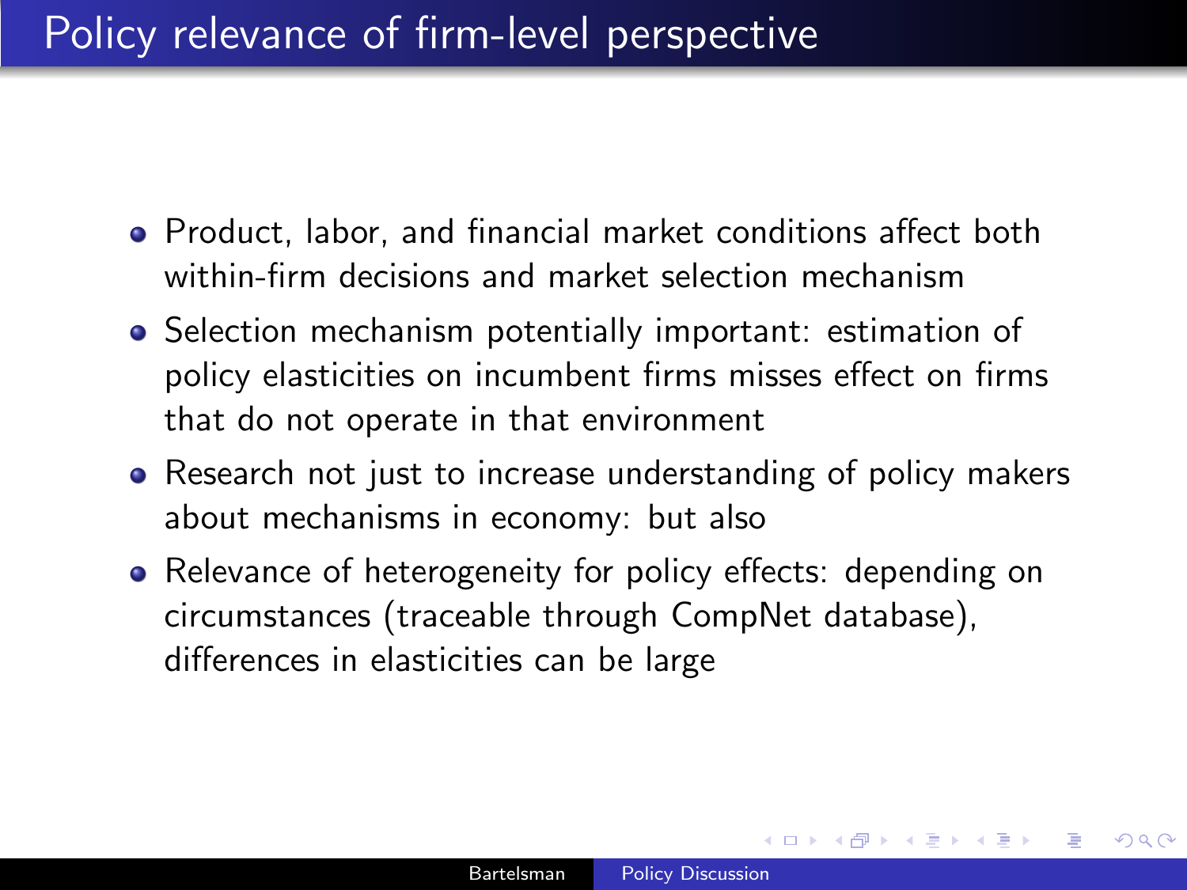# Policy relevance of firm-level perspective

- Product, labor, and financial market conditions affect both within-firm decisions and market selection mechanism
- Selection mechanism potentially important: estimation of policy elasticities on incumbent firms misses effect on firms that do not operate in that environment
- Research not just to increase understanding of policy makers about mechanisms in economy: but also
- Relevance of heterogeneity for policy effects: depending on circumstances (traceable through CompNet database), differences in elasticities can be large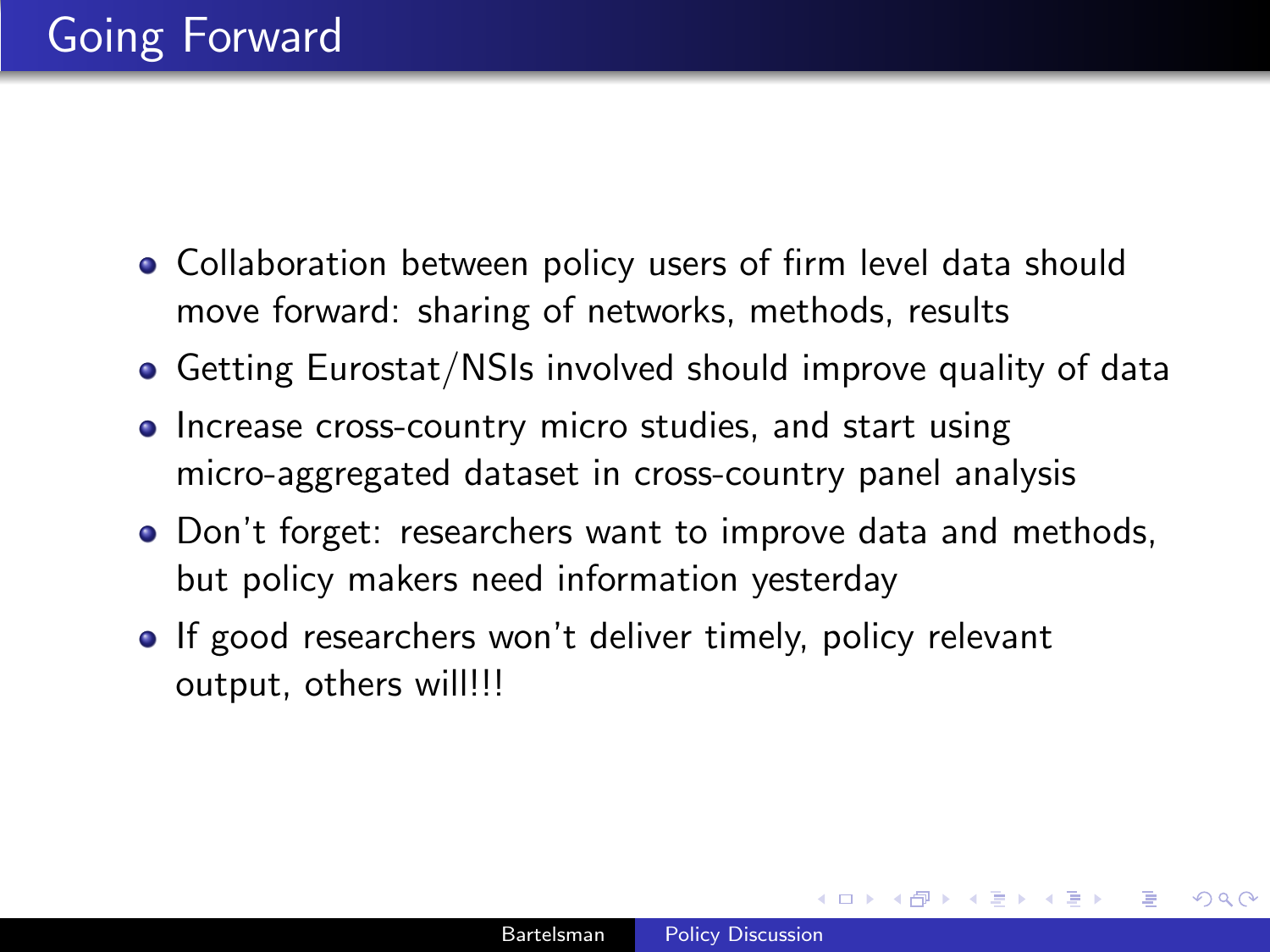# Going Forward

- Collaboration between policy users of firm level data should move forward: sharing of networks, methods, results
- Getting Eurostat/NSIs involved should improve quality of data
- Increase cross-country micro studies, and start using micro-aggregated dataset in cross-country panel analysis
- Don't forget: researchers want to improve data and methods, but policy makers need information yesterday
- If good researchers won't deliver timely, policy relevant output, others will!!!